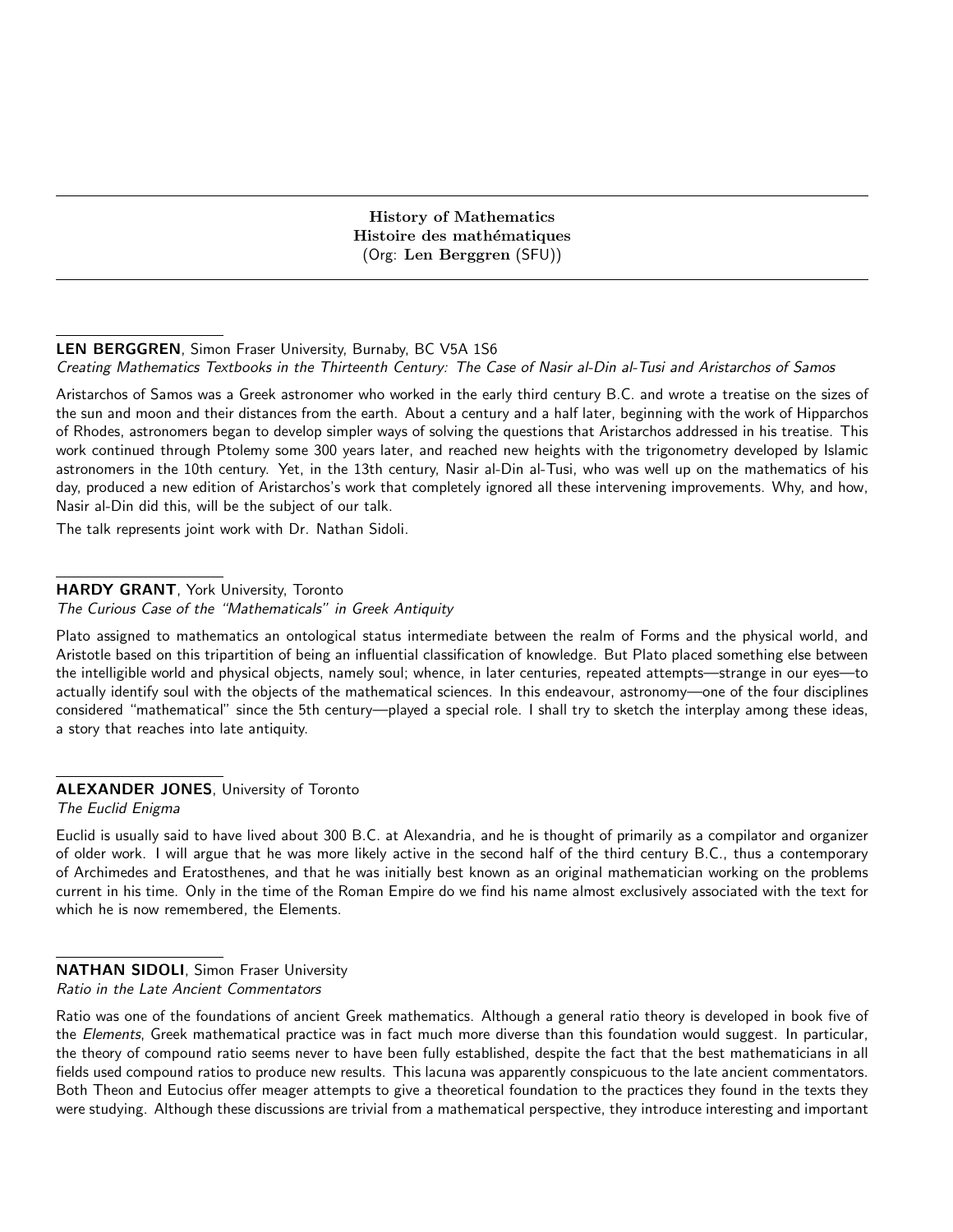# History of Mathematics
# Histoire des mathématiques
(Org: **Len Berggren** (SFU))

**LEN BERGGREN**, Simon Fraser University, Burnaby, BC V5A 1S6
*Creating Mathematics Textbooks in the Thirteenth Century: The Case of Nasir al-Din al-Tusi and Aristarchos of Samos*

Aristarchos of Samos was a Greek astronomer who worked in the early third century B.C. and wrote a treatise on the sizes of the sun and moon and their distances from the earth. About a century and a half later, beginning with the work of Hipparchos of Rhodes, astronomers began to develop simpler ways of solving the questions that Aristarchos addressed in his treatise. This work continued through Ptolemy some 300 years later, and reached new heights with the trigonometry developed by Islamic astronomers in the 10th century. Yet, in the 13th century, Nasir al-Din al-Tusi, who was well up on the mathematics of his day, produced a new edition of Aristarchos's work that completely ignored all these intervening improvements. Why, and how, Nasir al-Din did this, will be the subject of our talk.

The talk represents joint work with Dr. Nathan Sidoli.

**HARDY GRANT**, York University, Toronto
*The Curious Case of the "Mathematicals" in Greek Antiquity*

Plato assigned to mathematics an ontological status intermediate between the realm of Forms and the physical world, and Aristotle based on this tripartition of being an influential classification of knowledge. But Plato placed something else between the intelligible world and physical objects, namely soul; whence, in later centuries, repeated attempts—strange in our eyes—to actually identify soul with the objects of the mathematical sciences. In this endeavour, astronomy—one of the four disciplines considered "mathematical" since the 5th century—played a special role. I shall try to sketch the interplay among these ideas, a story that reaches into late antiquity.

**ALEXANDER JONES**, University of Toronto
*The Euclid Enigma*

Euclid is usually said to have lived about 300 B.C. at Alexandria, and he is thought of primarily as a compilator and organizer of older work. I will argue that he was more likely active in the second half of the third century B.C., thus a contemporary of Archimedes and Eratosthenes, and that he was initially best known as an original mathematician working on the problems current in his time. Only in the time of the Roman Empire do we find his name almost exclusively associated with the text for which he is now remembered, the Elements.

**NATHAN SIDOLI**, Simon Fraser University
*Ratio in the Late Ancient Commentators*

Ratio was one of the foundations of ancient Greek mathematics. Although a general ratio theory is developed in book five of the *Elements*, Greek mathematical practice was in fact much more diverse than this foundation would suggest. In particular, the theory of compound ratio seems never to have been fully established, despite the fact that the best mathematicians in all fields used compound ratios to produce new results. This lacuna was apparently conspicuous to the late ancient commentators. Both Theon and Eutocius offer meager attempts to give a theoretical foundation to the practices they found in the texts they were studying. Although these discussions are trivial from a mathematical perspective, they introduce interesting and important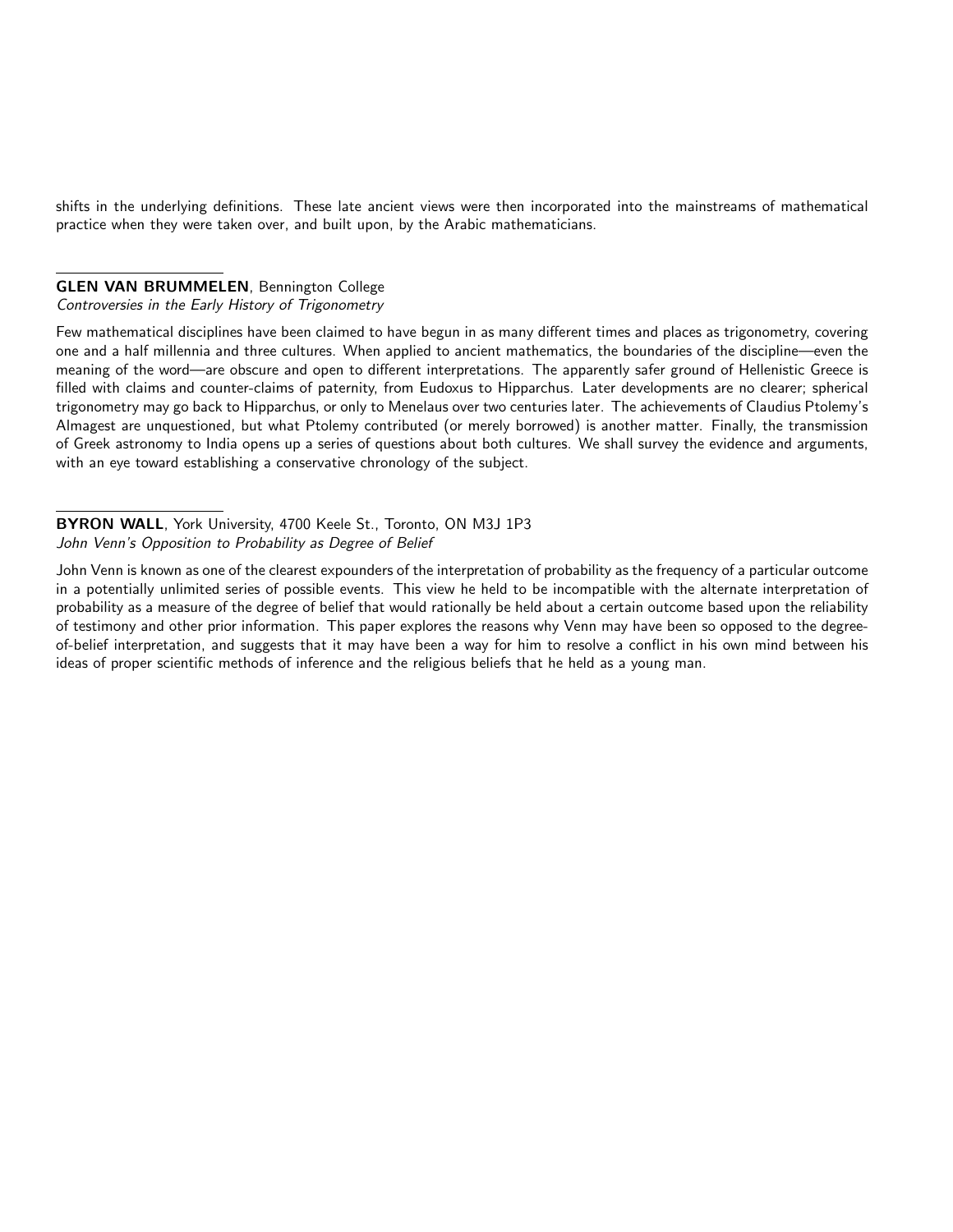shifts in the underlying definitions. These late ancient views were then incorporated into the mainstreams of mathematical practice when they were taken over, and built upon, by the Arabic mathematicians.

---

**GLEN VAN BRUMMELEN**, Bennington College
*Controversies in the Early History of Trigonometry*

Few mathematical disciplines have been claimed to have begun in as many different times and places as trigonometry, covering one and a half millennia and three cultures. When applied to ancient mathematics, the boundaries of the discipline—even the meaning of the word—are obscure and open to different interpretations. The apparently safer ground of Hellenistic Greece is filled with claims and counter-claims of paternity, from Eudoxus to Hipparchus. Later developments are no clearer; spherical trigonometry may go back to Hipparchus, or only to Menelaus over two centuries later. The achievements of Claudius Ptolemy's Almagest are unquestioned, but what Ptolemy contributed (or merely borrowed) is another matter. Finally, the transmission of Greek astronomy to India opens up a series of questions about both cultures. We shall survey the evidence and arguments, with an eye toward establishing a conservative chronology of the subject.

---

**BYRON WALL**, York University, 4700 Keele St., Toronto, ON M3J 1P3
*John Venn's Opposition to Probability as Degree of Belief*

John Venn is known as one of the clearest expounders of the interpretation of probability as the frequency of a particular outcome in a potentially unlimited series of possible events. This view he held to be incompatible with the alternate interpretation of probability as a measure of the degree of belief that would rationally be held about a certain outcome based upon the reliability of testimony and other prior information. This paper explores the reasons why Venn may have been so opposed to the degree-of-belief interpretation, and suggests that it may have been a way for him to resolve a conflict in his own mind between his ideas of proper scientific methods of inference and the religious beliefs that he held as a young man.